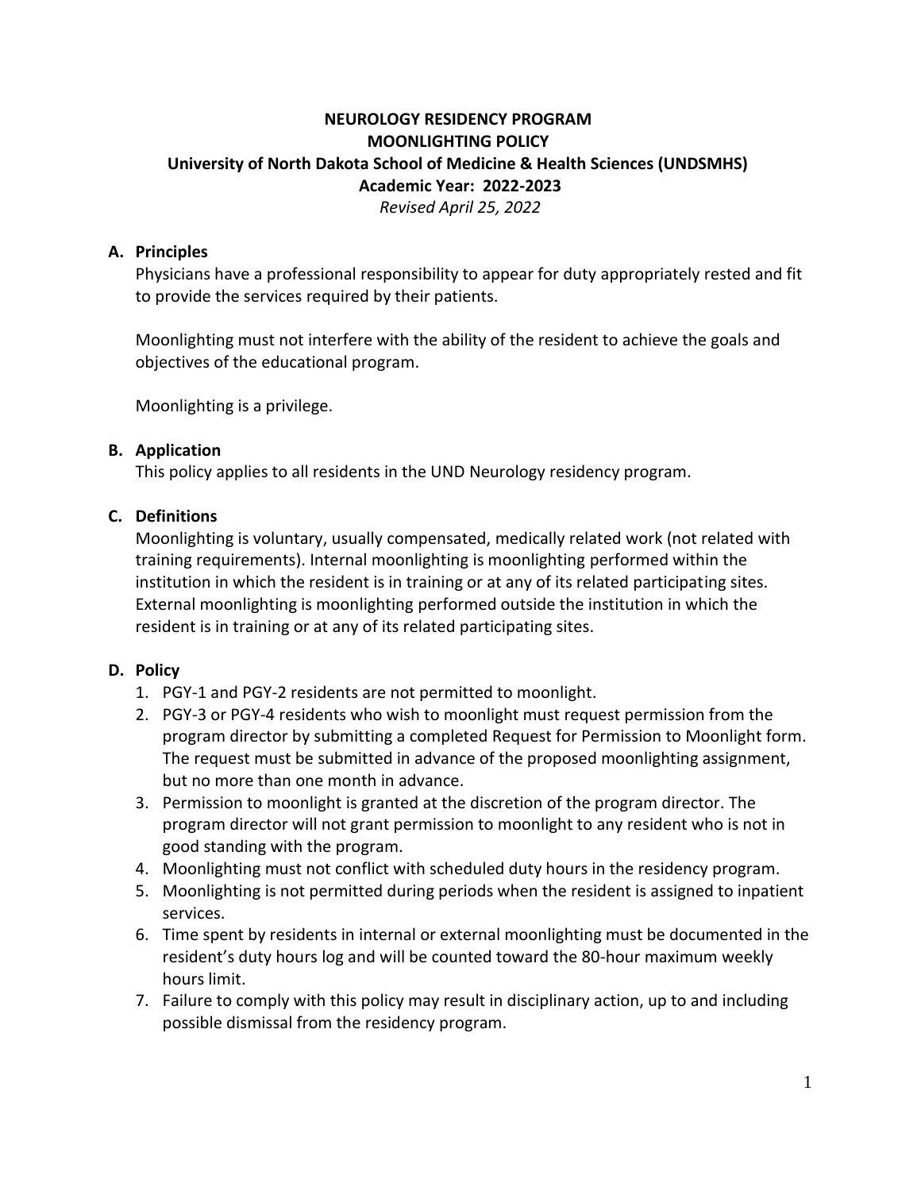# NEUROLOGY RESIDENCY PROGRAM
# MOONLIGHTING POLICY
## University of North Dakota School of Medicine & Health Sciences (UNDSMHS)
## Academic Year: 2022-2023

*Revised April 25, 2022*

### A. Principles

Physicians have a professional responsibility to appear for duty appropriately rested and fit to provide the services required by their patients.

Moonlighting must not interfere with the ability of the resident to achieve the goals and objectives of the educational program.

Moonlighting is a privilege.

### B. Application

This policy applies to all residents in the UND Neurology residency program.

### C. Definitions

Moonlighting is voluntary, usually compensated, medically related work (not related with training requirements). Internal moonlighting is moonlighting performed within the institution in which the resident is in training or at any of its related participating sites. External moonlighting is moonlighting performed outside the institution in which the resident is in training or at any of its related participating sites.

### D. Policy

1. PGY-1 and PGY-2 residents are not permitted to moonlight.
2. PGY-3 or PGY-4 residents who wish to moonlight must request permission from the program director by submitting a completed Request for Permission to Moonlight form. The request must be submitted in advance of the proposed moonlighting assignment, but no more than one month in advance.
3. Permission to moonlight is granted at the discretion of the program director. The program director will not grant permission to moonlight to any resident who is not in good standing with the program.
4. Moonlighting must not conflict with scheduled duty hours in the residency program.
5. Moonlighting is not permitted during periods when the resident is assigned to inpatient services.
6. Time spent by residents in internal or external moonlighting must be documented in the resident's duty hours log and will be counted toward the 80-hour maximum weekly hours limit.
7. Failure to comply with this policy may result in disciplinary action, up to and including possible dismissal from the residency program.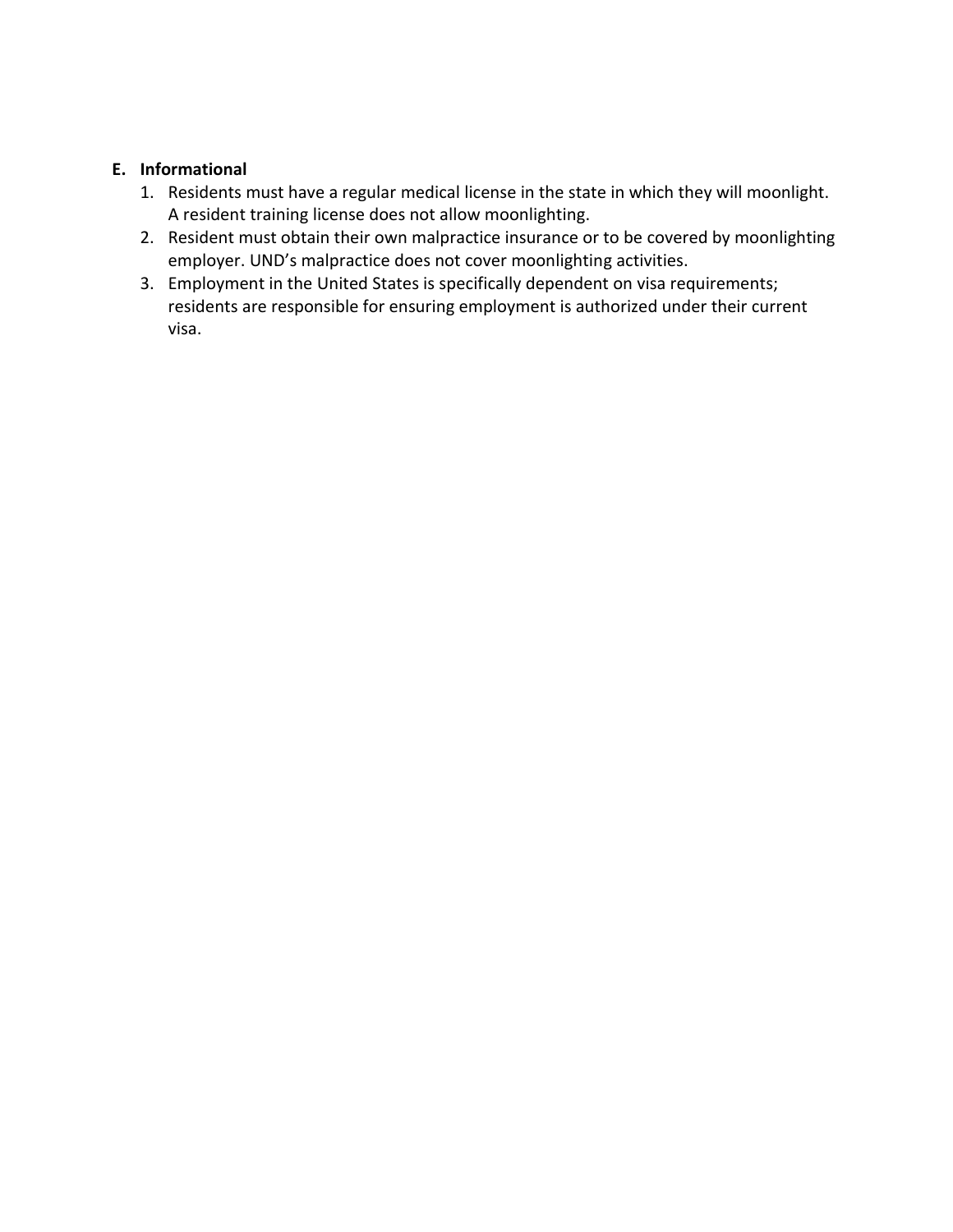**E. Informational**

1. Residents must have a regular medical license in the state in which they will moonlight. A resident training license does not allow moonlighting.
2. Resident must obtain their own malpractice insurance or to be covered by moonlighting employer. UND's malpractice does not cover moonlighting activities.
3. Employment in the United States is specifically dependent on visa requirements; residents are responsible for ensuring employment is authorized under their current visa.